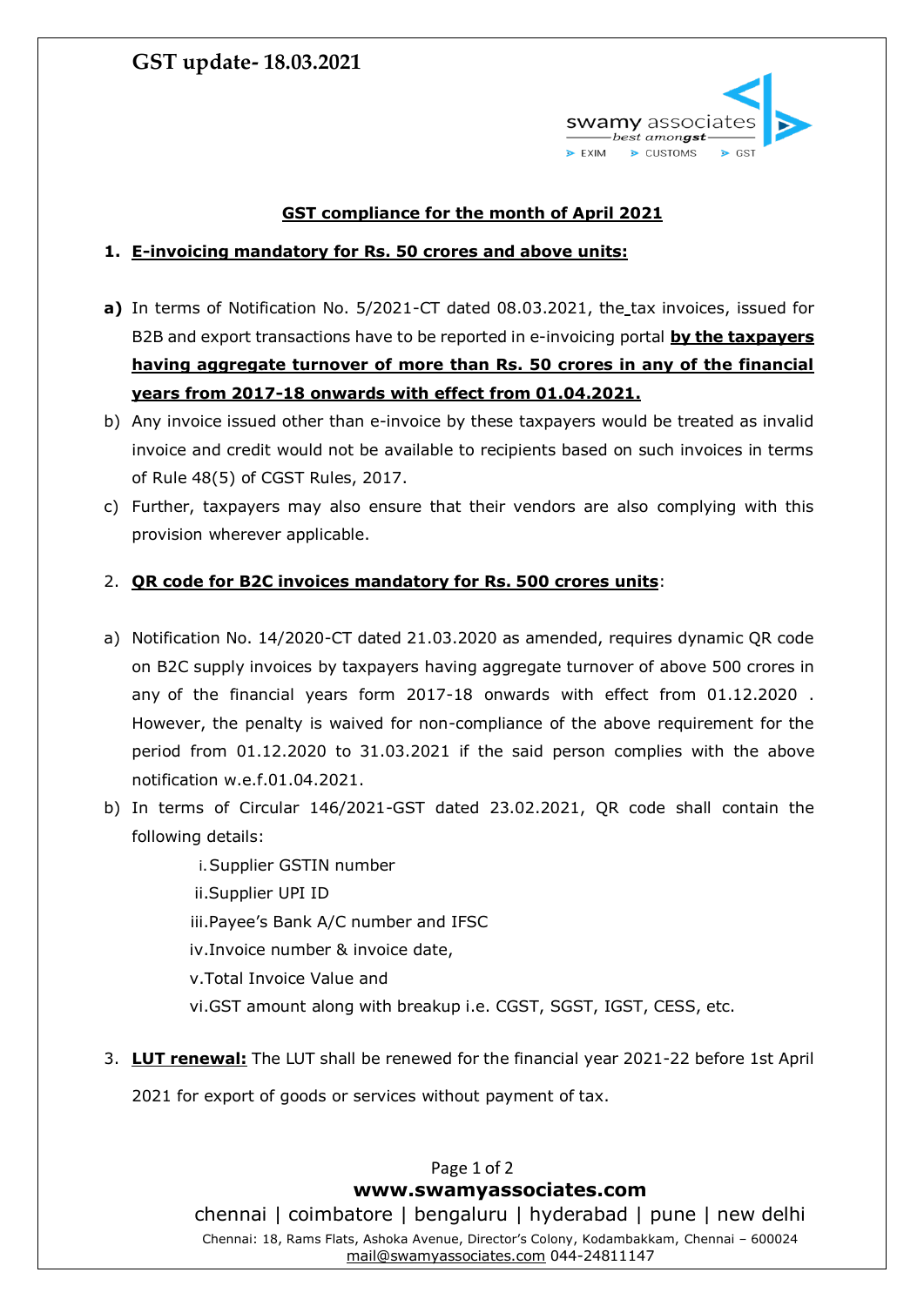# GST update- 18.03.2021

swamy associates
best amongst
EXIM CUSTOMS GST

## GST compliance for the month of April 2021

1. **E-invoicing mandatory for Rs. 50 crores and above units:**

**a)** In terms of Notification No. 5/2021-CT dated 08.03.2021, the tax invoices, issued for B2B and export transactions have to be reported in e-invoicing portal **by the taxpayers having aggregate turnover of more than Rs. 50 crores in any of the financial years from 2017-18 onwards with effect from 01.04.2021.**

b) Any invoice issued other than e-invoice by these taxpayers would be treated as invalid invoice and credit would not be available to recipients based on such invoices in terms of Rule 48(5) of CGST Rules, 2017.

c) Further, taxpayers may also ensure that their vendors are also complying with this provision wherever applicable.

2. **QR code for B2C invoices mandatory for Rs. 500 crores units**:

a) Notification No. 14/2020-CT dated 21.03.2020 as amended, requires dynamic QR code on B2C supply invoices by taxpayers having aggregate turnover of above 500 crores in any of the financial years form 2017-18 onwards with effect from 01.12.2020 . However, the penalty is waived for non-compliance of the above requirement for the period from 01.12.2020 to 31.03.2021 if the said person complies with the above notification w.e.f.01.04.2021.

b) In terms of Circular 146/2021-GST dated 23.02.2021, QR code shall contain the following details:

   i. Supplier GSTIN number
   ii. Supplier UPI ID
   iii. Payee's Bank A/C number and IFSC
   iv. Invoice number & invoice date,
   v. Total Invoice Value and
   vi. GST amount along with breakup i.e. CGST, SGST, IGST, CESS, etc.

3. **LUT renewal:** The LUT shall be renewed for the financial year 2021-22 before 1st April 2021 for export of goods or services without payment of tax.

www.swamyassociates.com
chennai | coimbatore | bengaluru | hyderabad | pune | new delhi
Chennai: 18, Rams Flats, Ashoka Avenue, Director's Colony, Kodambakkam, Chennai – 600024
mail@swamyassociates.com 044-24811147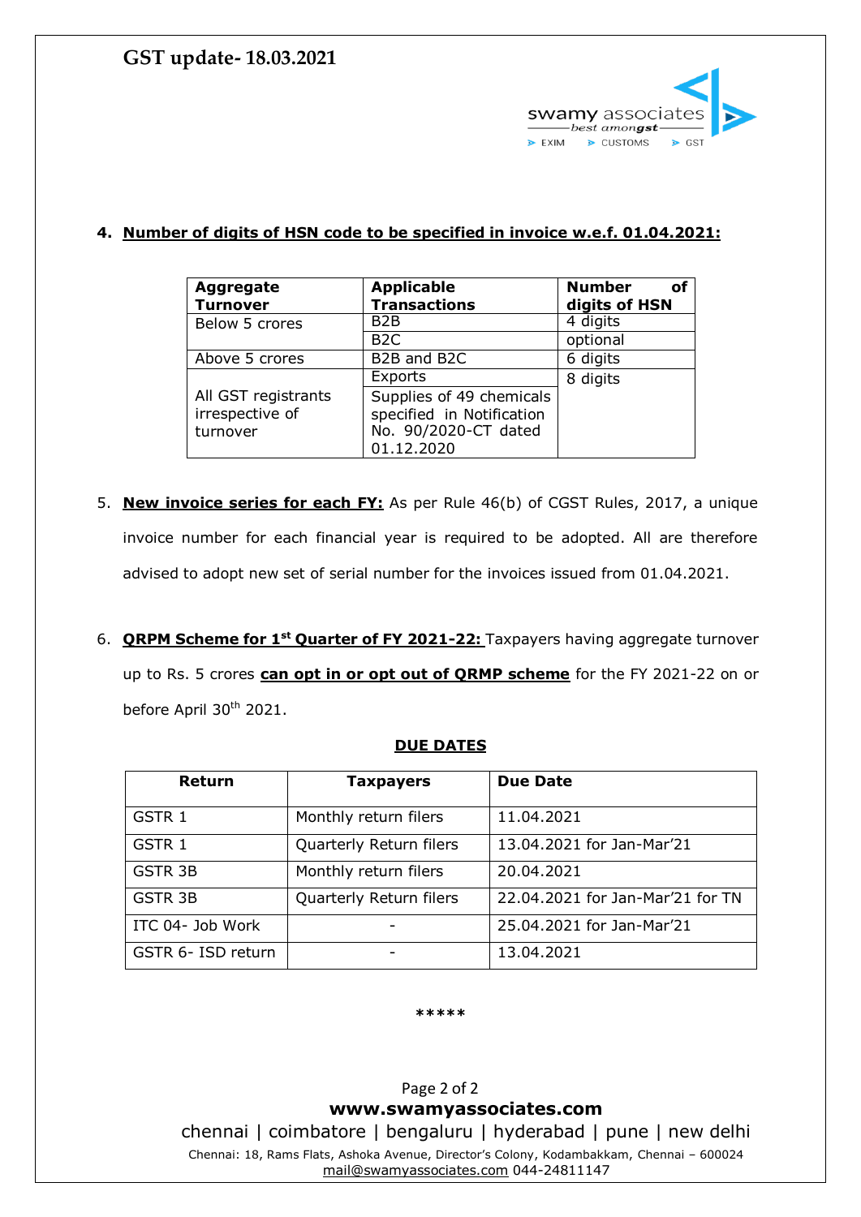# GST update- 18.03.2021

4. **Number of digits of HSN code to be specified in invoice w.e.f. 01.04.2021:**

| Aggregate Turnover | Applicable Transactions | Number of digits of HSN |
|---|---|---|
| Below 5 crores | B2B | 4 digits |
| | B2C | optional |
| Above 5 crores | B2B and B2C | 6 digits |
| All GST registrants irrespective of turnover | Exports | 8 digits |
| | Supplies of 49 chemicals specified in Notification No. 90/2020-CT dated 01.12.2020 | |

5. **New invoice series for each FY:** As per Rule 46(b) of CGST Rules, 2017, a unique invoice number for each financial year is required to be adopted. All are therefore advised to adopt new set of serial number for the invoices issued from 01.04.2021.

6. **QRPM Scheme for 1st Quarter of FY 2021-22:** Taxpayers having aggregate turnover up to Rs. 5 crores **can opt in or opt out of QRMP scheme** for the FY 2021-22 on or before April 30th 2021.

**DUE DATES**

| Return | Taxpayers | Due Date |
|---|---|---|
| GSTR 1 | Monthly return filers | 11.04.2021 |
| GSTR 1 | Quarterly Return filers | 13.04.2021 for Jan-Mar'21 |
| GSTR 3B | Monthly return filers | 20.04.2021 |
| GSTR 3B | Quarterly Return filers | 22.04.2021 for Jan-Mar'21 for TN |
| ITC 04- Job Work | - | 25.04.2021 for Jan-Mar'21 |
| GSTR 6- ISD return | - | 13.04.2021 |

*****

www.swamyassociates.com

chennai | coimbatore | bengaluru | hyderabad | pune | new delhi

Chennai: 18, Rams Flats, Ashoka Avenue, Director's Colony, Kodambakkam, Chennai – 600024
mail@swamyassociates.com 044-24811147